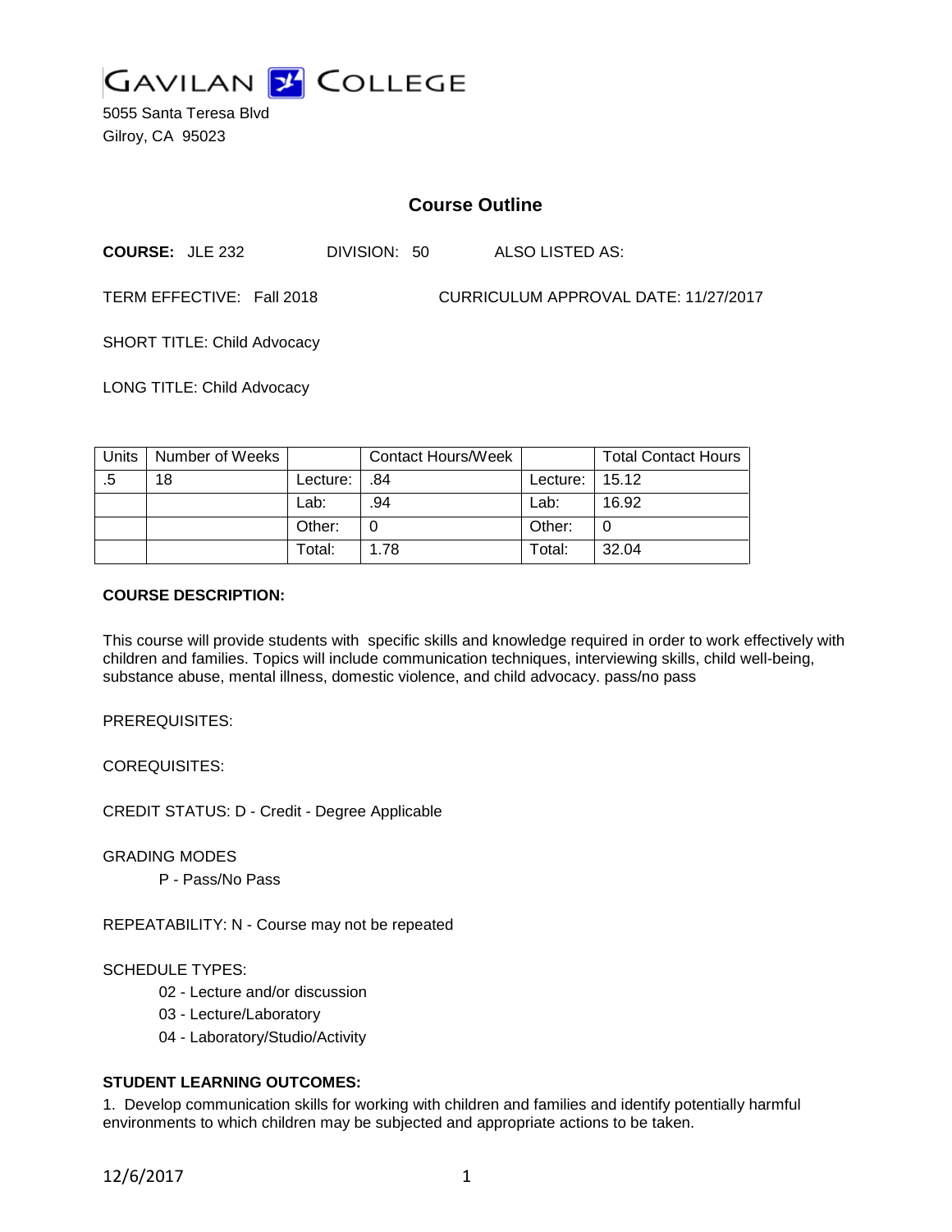GAVILAN COLLEGE

5055 Santa Teresa Blvd
Gilroy, CA 95023

## Course Outline

**COURSE:** JLE 232 DIVISION: 50 ALSO LISTED AS:

TERM EFFECTIVE: Fall 2018 CURRICULUM APPROVAL DATE: 11/27/2017

SHORT TITLE: Child Advocacy

LONG TITLE: Child Advocacy

| Units | Number of Weeks | | Contact Hours/Week | | Total Contact Hours |
|---|---|---|---|---|---|
| .5 | 18 | Lecture: | .84 | Lecture: | 15.12 |
| | | Lab: | .94 | Lab: | 16.92 |
| | | Other: | 0 | Other: | 0 |
| | | Total: | 1.78 | Total: | 32.04 |

**COURSE DESCRIPTION:**

This course will provide students with specific skills and knowledge required in order to work effectively with children and families. Topics will include communication techniques, interviewing skills, child well-being, substance abuse, mental illness, domestic violence, and child advocacy. pass/no pass

PREREQUISITES:

COREQUISITES:

CREDIT STATUS: D - Credit - Degree Applicable

GRADING MODES

P - Pass/No Pass

REPEATABILITY: N - Course may not be repeated

SCHEDULE TYPES:

02 - Lecture and/or discussion

03 - Lecture/Laboratory

04 - Laboratory/Studio/Activity

**STUDENT LEARNING OUTCOMES:**

1. Develop communication skills for working with children and families and identify potentially harmful environments to which children may be subjected and appropriate actions to be taken.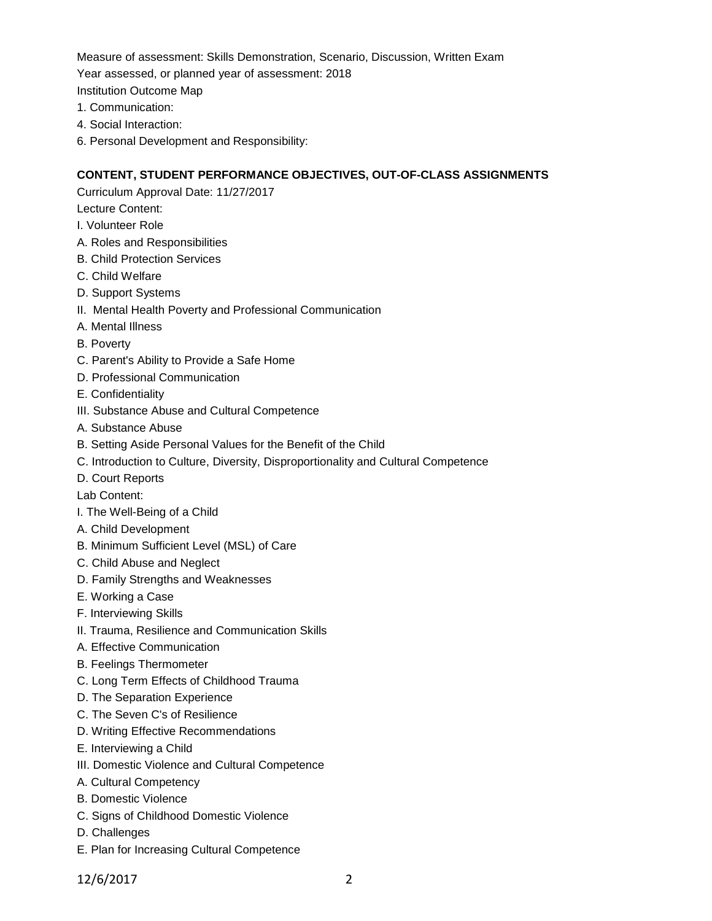Measure of assessment: Skills Demonstration, Scenario, Discussion, Written Exam

Year assessed, or planned year of assessment: 2018

Institution Outcome Map

1. Communication:

4. Social Interaction:

6. Personal Development and Responsibility:

**CONTENT, STUDENT PERFORMANCE OBJECTIVES, OUT-OF-CLASS ASSIGNMENTS**

Curriculum Approval Date: 11/27/2017

Lecture Content:

I. Volunteer Role

A. Roles and Responsibilities

B. Child Protection Services

C. Child Welfare

D. Support Systems

II. Mental Health Poverty and Professional Communication

A. Mental Illness

B. Poverty

C. Parent's Ability to Provide a Safe Home

D. Professional Communication

E. Confidentiality

III. Substance Abuse and Cultural Competence

A. Substance Abuse

B. Setting Aside Personal Values for the Benefit of the Child

C. Introduction to Culture, Diversity, Disproportionality and Cultural Competence

D. Court Reports

Lab Content:

I. The Well-Being of a Child

A. Child Development

B. Minimum Sufficient Level (MSL) of Care

C. Child Abuse and Neglect

D. Family Strengths and Weaknesses

E. Working a Case

F. Interviewing Skills

II. Trauma, Resilience and Communication Skills

A. Effective Communication

B. Feelings Thermometer

C. Long Term Effects of Childhood Trauma

D. The Separation Experience

C. The Seven C's of Resilience

D. Writing Effective Recommendations

E. Interviewing a Child

III. Domestic Violence and Cultural Competence

A. Cultural Competency

B. Domestic Violence

C. Signs of Childhood Domestic Violence

D. Challenges

E. Plan for Increasing Cultural Competence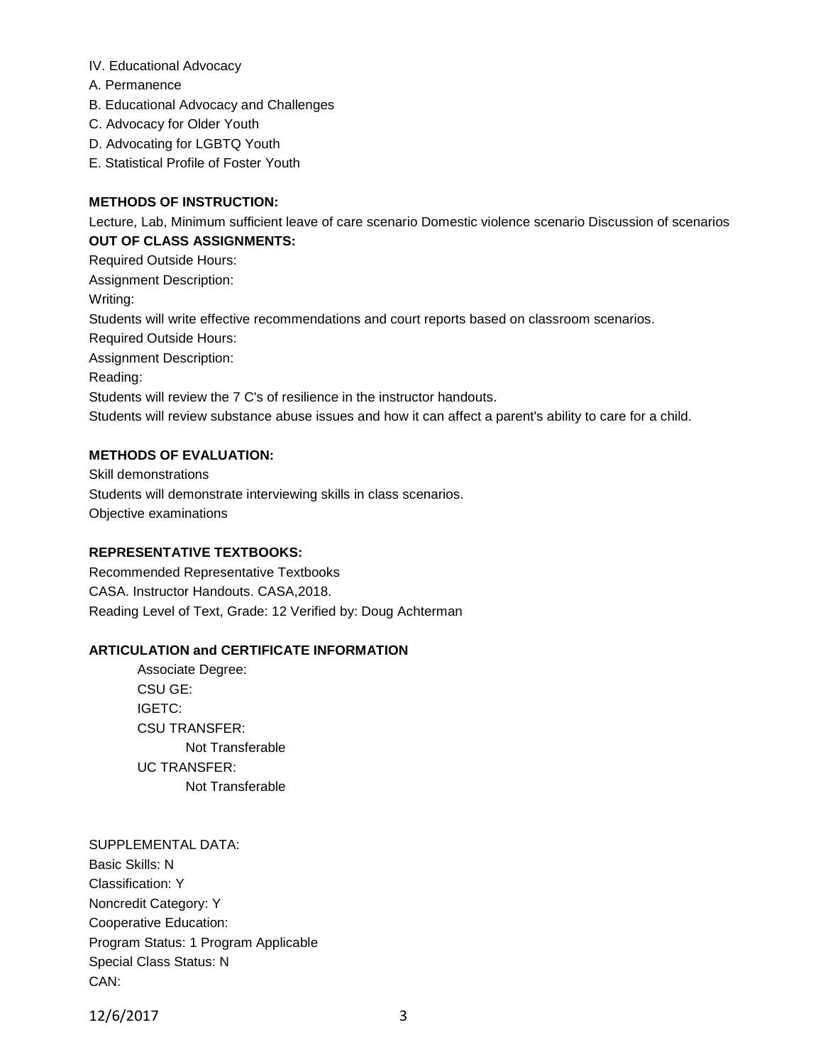IV. Educational Advocacy

A. Permanence

B. Educational Advocacy and Challenges

C. Advocacy for Older Youth

D. Advocating for LGBTQ Youth

E. Statistical Profile of Foster Youth

**METHODS OF INSTRUCTION:**

Lecture, Lab, Minimum sufficient leave of care scenario Domestic violence scenario Discussion of scenarios

**OUT OF CLASS ASSIGNMENTS:**

Required Outside Hours:

Assignment Description:

Writing:

Students will write effective recommendations and court reports based on classroom scenarios.

Required Outside Hours:

Assignment Description:

Reading:

Students will review the 7 C's of resilience in the instructor handouts.

Students will review substance abuse issues and how it can affect a parent's ability to care for a child.

**METHODS OF EVALUATION:**

Skill demonstrations

Students will demonstrate interviewing skills in class scenarios.

Objective examinations

**REPRESENTATIVE TEXTBOOKS:**

Recommended Representative Textbooks

CASA. Instructor Handouts. CASA,2018.

Reading Level of Text, Grade: 12 Verified by: Doug Achterman

**ARTICULATION and CERTIFICATE INFORMATION**

Associate Degree:

CSU GE:

IGETC:

CSU TRANSFER:

Not Transferable

UC TRANSFER:

Not Transferable

SUPPLEMENTAL DATA:

Basic Skills: N

Classification: Y

Noncredit Category: Y

Cooperative Education:

Program Status: 1 Program Applicable

Special Class Status: N

CAN: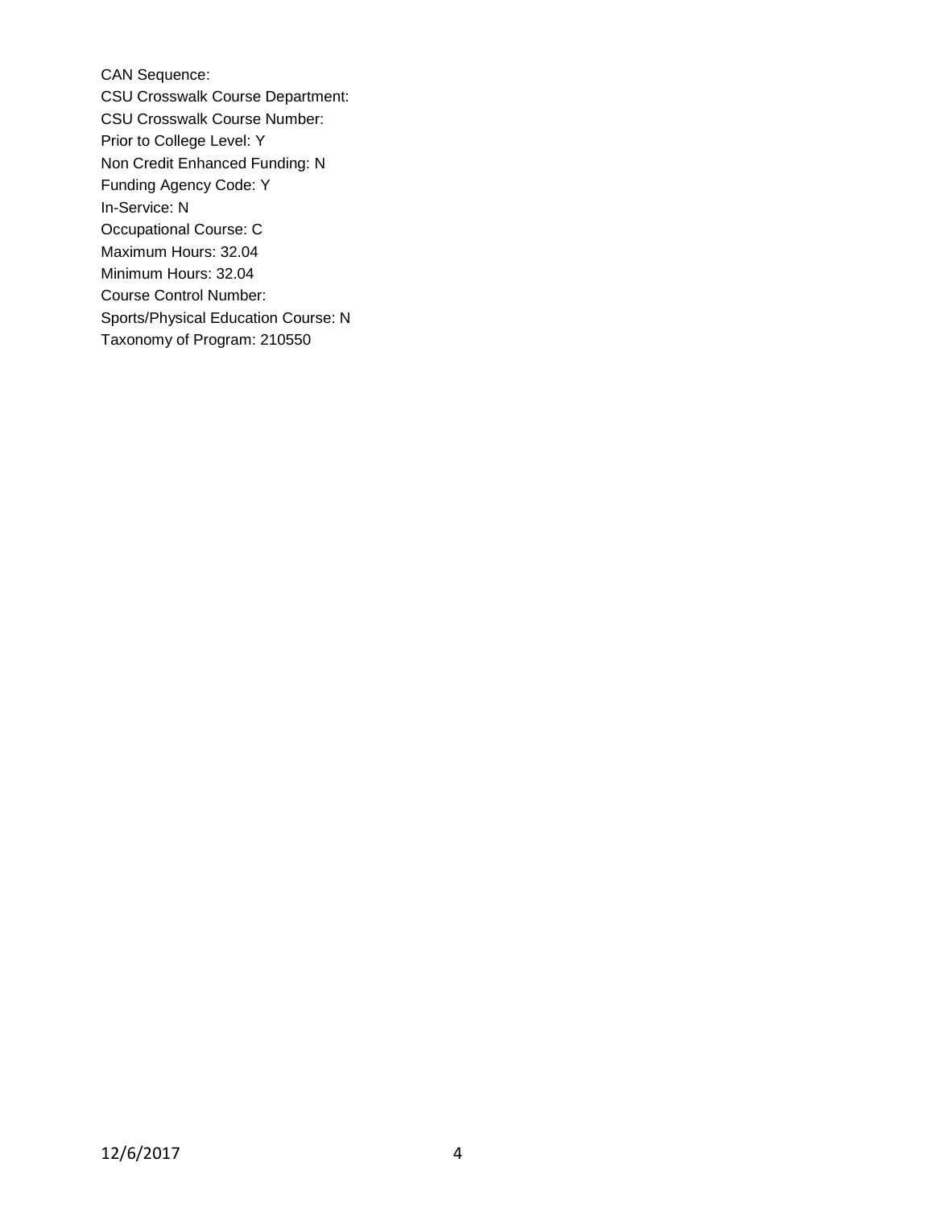CAN Sequence:

CSU Crosswalk Course Department:

CSU Crosswalk Course Number:

Prior to College Level: Y

Non Credit Enhanced Funding: N

Funding Agency Code: Y

In-Service: N

Occupational Course: C

Maximum Hours: 32.04

Minimum Hours: 32.04

Course Control Number:

Sports/Physical Education Course: N

Taxonomy of Program: 210550